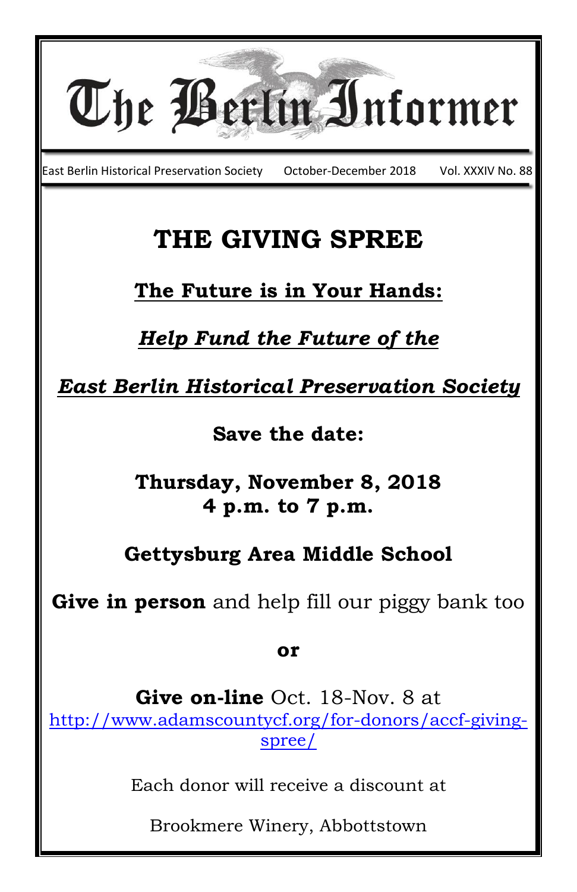# The Berlin Informer

East Berlin Historical Preservation Society October-December 2018 Vol. XXXIV No. 88

## THE GIVING SPREE

### <u>The Future is in Your Hands:</u>

### <u>*Help Fund the Future of the*</u>

### <u>*East Berlin Historical Preservation Society*</u>

**Save the date:**

**Thursday, November 8, 2018**
**4 p.m. to 7 p.m.**

**Gettysburg Area Middle School**

**Give in person** and help fill our piggy bank too

**or**

**Give on-line** Oct. 18-Nov. 8 at
http://www.adamscountycf.org/for-donors/accf-giving-spree/

Each donor will receive a discount at

Brookmere Winery, Abbottstown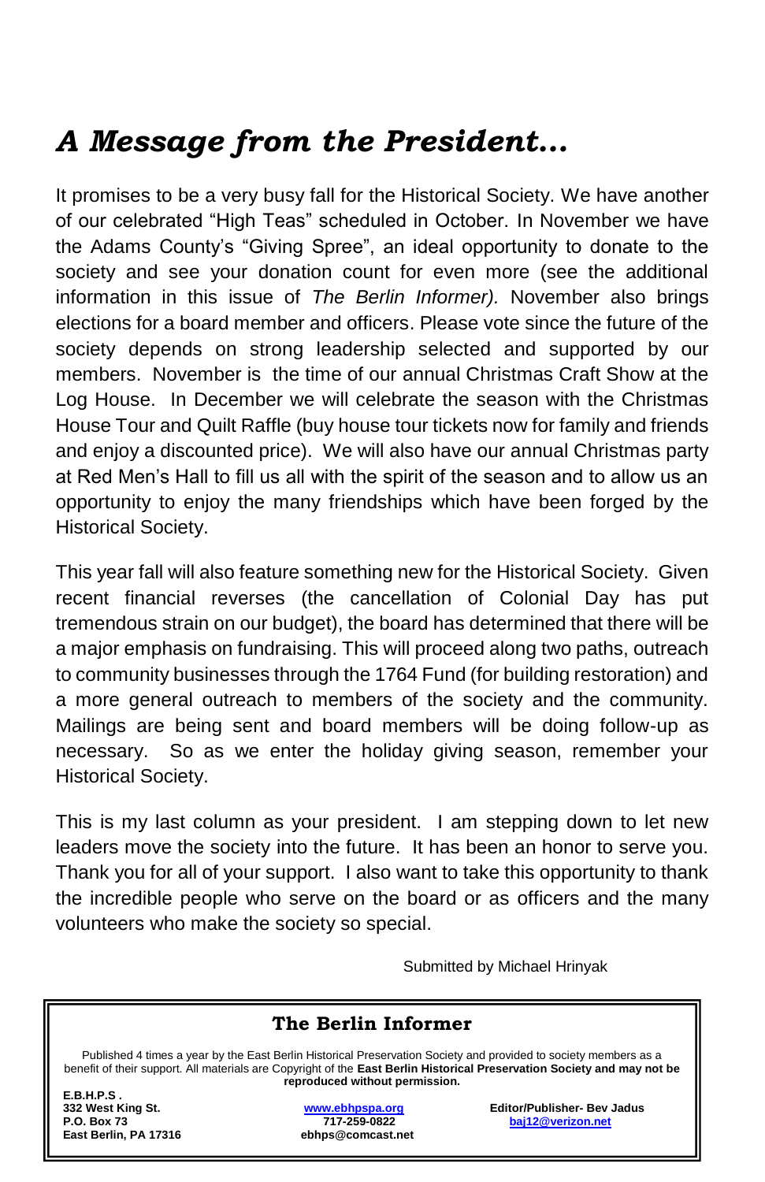# *A Message from the President…*

It promises to be a very busy fall for the Historical Society. We have another of our celebrated "High Teas" scheduled in October. In November we have the Adams County's "Giving Spree", an ideal opportunity to donate to the society and see your donation count for even more (see the additional information in this issue of *The Berlin Informer).* November also brings elections for a board member and officers. Please vote since the future of the society depends on strong leadership selected and supported by our members. November is the time of our annual Christmas Craft Show at the Log House. In December we will celebrate the season with the Christmas House Tour and Quilt Raffle (buy house tour tickets now for family and friends and enjoy a discounted price). We will also have our annual Christmas party at Red Men's Hall to fill us all with the spirit of the season and to allow us an opportunity to enjoy the many friendships which have been forged by the Historical Society.

This year fall will also feature something new for the Historical Society. Given recent financial reverses (the cancellation of Colonial Day has put tremendous strain on our budget), the board has determined that there will be a major emphasis on fundraising. This will proceed along two paths, outreach to community businesses through the 1764 Fund (for building restoration) and a more general outreach to members of the society and the community. Mailings are being sent and board members will be doing follow-up as necessary. So as we enter the holiday giving season, remember your Historical Society.

This is my last column as your president. I am stepping down to let new leaders move the society into the future. It has been an honor to serve you. Thank you for all of your support. I also want to take this opportunity to thank the incredible people who serve on the board or as officers and the many volunteers who make the society so special.

Submitted by Michael Hrinyak

---

**The Berlin Informer**

Published 4 times a year by the East Berlin Historical Preservation Society and provided to society members as a benefit of their support. All materials are Copyright of the **East Berlin Historical Preservation Society and may not be reproduced without permission.**

**E.B.H.P.S .**
**332 West King St.**
**P.O. Box 73**
**East Berlin, PA 17316**

**www.ebhpspa.org**
**717-259-0822**
**ebhps@comcast.net**

**Editor/Publisher- Bev Jadus**
**baj12@verizon.net**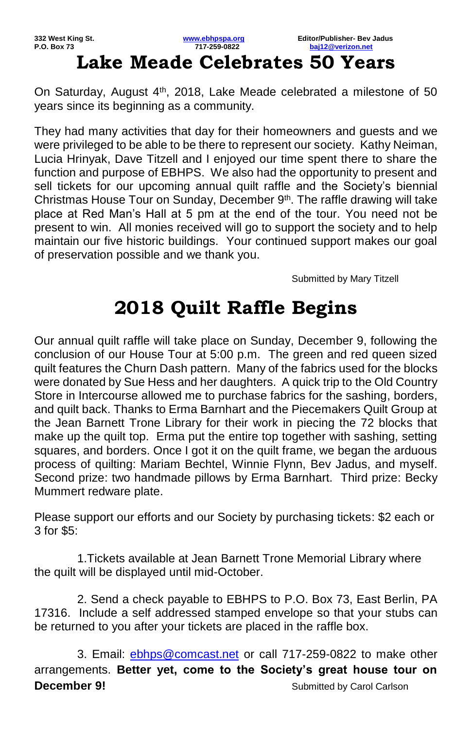# Lake Meade Celebrates 50 Years

On Saturday, August 4th, 2018, Lake Meade celebrated a milestone of 50 years since its beginning as a community.

They had many activities that day for their homeowners and guests and we were privileged to be able to be there to represent our society. Kathy Neiman, Lucia Hrinyak, Dave Titzell and I enjoyed our time spent there to share the function and purpose of EBHPS. We also had the opportunity to present and sell tickets for our upcoming annual quilt raffle and the Society's biennial Christmas House Tour on Sunday, December 9th. The raffle drawing will take place at Red Man's Hall at 5 pm at the end of the tour. You need not be present to win. All monies received will go to support the society and to help maintain our five historic buildings. Your continued support makes our goal of preservation possible and we thank you.

Submitted by Mary Titzell

# 2018 Quilt Raffle Begins

Our annual quilt raffle will take place on Sunday, December 9, following the conclusion of our House Tour at 5:00 p.m. The green and red queen sized quilt features the Churn Dash pattern. Many of the fabrics used for the blocks were donated by Sue Hess and her daughters. A quick trip to the Old Country Store in Intercourse allowed me to purchase fabrics for the sashing, borders, and quilt back. Thanks to Erma Barnhart and the Piecemakers Quilt Group at the Jean Barnett Trone Library for their work in piecing the 72 blocks that make up the quilt top. Erma put the entire top together with sashing, setting squares, and borders. Once I got it on the quilt frame, we began the arduous process of quilting: Mariam Bechtel, Winnie Flynn, Bev Jadus, and myself. Second prize: two handmade pillows by Erma Barnhart. Third prize: Becky Mummert redware plate.

Please support our efforts and our Society by purchasing tickets: $2 each or 3 for $5:

1. Tickets available at Jean Barnett Trone Memorial Library where the quilt will be displayed until mid-October.

2. Send a check payable to EBHPS to P.O. Box 73, East Berlin, PA 17316. Include a self addressed stamped envelope so that your stubs can be returned to you after your tickets are placed in the raffle box.

3. Email: ebhps@comcast.net or call 717-259-0822 to make other arrangements. **Better yet, come to the Society's great house tour on December 9!**

Submitted by Carol Carlson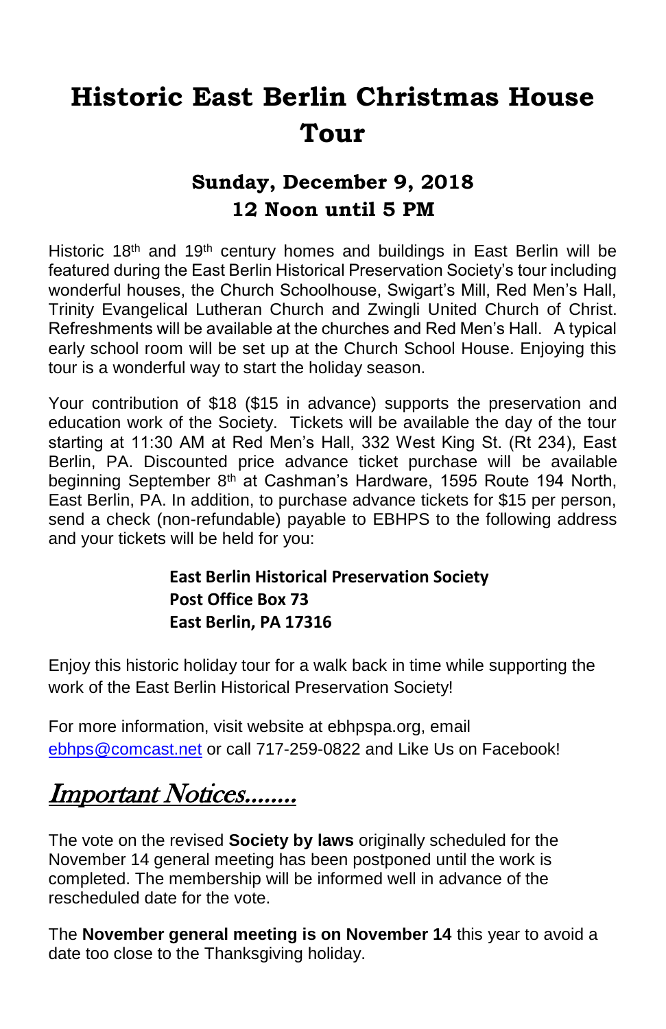# Historic East Berlin Christmas House Tour

### Sunday, December 9, 2018
### 12 Noon until 5 PM

Historic 18th and 19th century homes and buildings in East Berlin will be featured during the East Berlin Historical Preservation Society's tour including wonderful houses, the Church Schoolhouse, Swigart's Mill, Red Men's Hall, Trinity Evangelical Lutheran Church and Zwingli United Church of Christ. Refreshments will be available at the churches and Red Men's Hall. A typical early school room will be set up at the Church School House. Enjoying this tour is a wonderful way to start the holiday season.

Your contribution of $18 ($15 in advance) supports the preservation and education work of the Society. Tickets will be available the day of the tour starting at 11:30 AM at Red Men's Hall, 332 West King St. (Rt 234), East Berlin, PA. Discounted price advance ticket purchase will be available beginning September 8th at Cashman's Hardware, 1595 Route 194 North, East Berlin, PA. In addition, to purchase advance tickets for $15 per person, send a check (non-refundable) payable to EBHPS to the following address and your tickets will be held for you:

**East Berlin Historical Preservation Society**
**Post Office Box 73**
**East Berlin, PA 17316**

Enjoy this historic holiday tour for a walk back in time while supporting the work of the East Berlin Historical Preservation Society!

For more information, visit website at ebhpspa.org, email ebhps@comcast.net or call 717-259-0822 and Like Us on Facebook!

## *Important Notices........*

The vote on the revised **Society by laws** originally scheduled for the November 14 general meeting has been postponed until the work is completed. The membership will be informed well in advance of the rescheduled date for the vote.

The **November general meeting is on November 14** this year to avoid a date too close to the Thanksgiving holiday.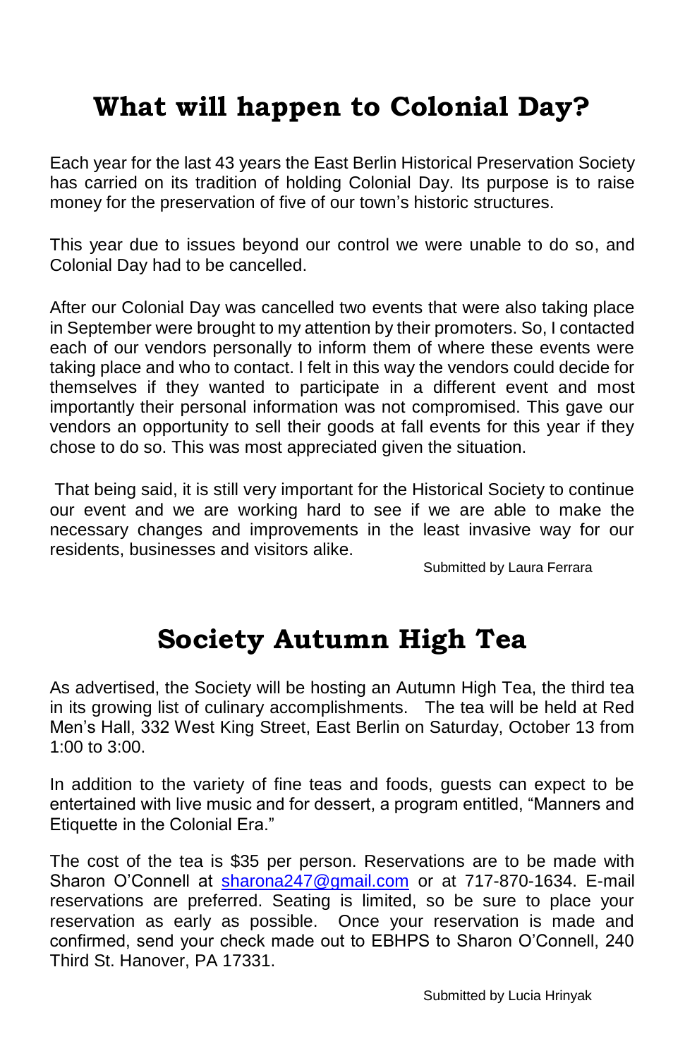# What will happen to Colonial Day?

Each year for the last 43 years the East Berlin Historical Preservation Society has carried on its tradition of holding Colonial Day. Its purpose is to raise money for the preservation of five of our town's historic structures.

This year due to issues beyond our control we were unable to do so, and Colonial Day had to be cancelled.

After our Colonial Day was cancelled two events that were also taking place in September were brought to my attention by their promoters. So, I contacted each of our vendors personally to inform them of where these events were taking place and who to contact. I felt in this way the vendors could decide for themselves if they wanted to participate in a different event and most importantly their personal information was not compromised. This gave our vendors an opportunity to sell their goods at fall events for this year if they chose to do so. This was most appreciated given the situation.

That being said, it is still very important for the Historical Society to continue our event and we are working hard to see if we are able to make the necessary changes and improvements in the least invasive way for our residents, businesses and visitors alike.

Submitted by Laura Ferrara

# Society Autumn High Tea

As advertised, the Society will be hosting an Autumn High Tea, the third tea in its growing list of culinary accomplishments. The tea will be held at Red Men's Hall, 332 West King Street, East Berlin on Saturday, October 13 from 1:00 to 3:00.

In addition to the variety of fine teas and foods, guests can expect to be entertained with live music and for dessert, a program entitled, "Manners and Etiquette in the Colonial Era."

The cost of the tea is $35 per person. Reservations are to be made with Sharon O'Connell at sharona247@gmail.com or at 717-870-1634. E-mail reservations are preferred. Seating is limited, so be sure to place your reservation as early as possible. Once your reservation is made and confirmed, send your check made out to EBHPS to Sharon O'Connell, 240 Third St. Hanover, PA 17331.

Submitted by Lucia Hrinyak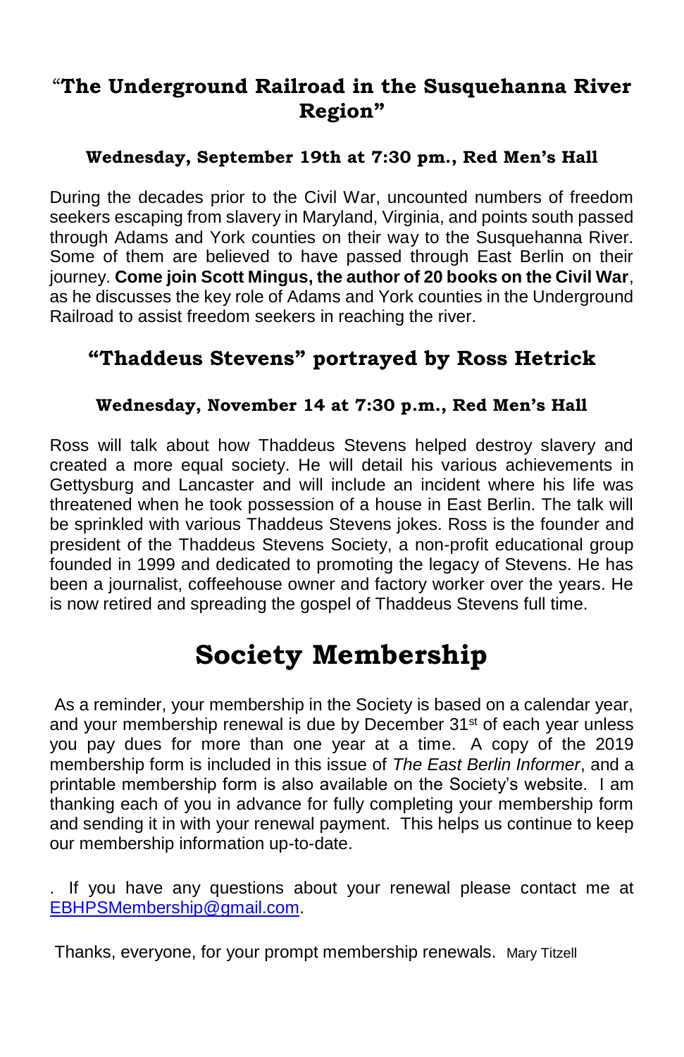## "The Underground Railroad in the Susquehanna River Region"

**Wednesday, September 19th at 7:30 pm., Red Men's Hall**

During the decades prior to the Civil War, uncounted numbers of freedom seekers escaping from slavery in Maryland, Virginia, and points south passed through Adams and York counties on their way to the Susquehanna River. Some of them are believed to have passed through East Berlin on their journey. **Come join Scott Mingus, the author of 20 books on the Civil War**, as he discusses the key role of Adams and York counties in the Underground Railroad to assist freedom seekers in reaching the river.

## "Thaddeus Stevens" portrayed by Ross Hetrick

**Wednesday, November 14 at 7:30 p.m., Red Men's Hall**

Ross will talk about how Thaddeus Stevens helped destroy slavery and created a more equal society. He will detail his various achievements in Gettysburg and Lancaster and will include an incident where his life was threatened when he took possession of a house in East Berlin. The talk will be sprinkled with various Thaddeus Stevens jokes. Ross is the founder and president of the Thaddeus Stevens Society, a non-profit educational group founded in 1999 and dedicated to promoting the legacy of Stevens. He has been a journalist, coffeehouse owner and factory worker over the years. He is now retired and spreading the gospel of Thaddeus Stevens full time.

# Society Membership

As a reminder, your membership in the Society is based on a calendar year, and your membership renewal is due by December 31st of each year unless you pay dues for more than one year at a time. A copy of the 2019 membership form is included in this issue of *The East Berlin Informer*, and a printable membership form is also available on the Society's website. I am thanking each of you in advance for fully completing your membership form and sending it in with your renewal payment. This helps us continue to keep our membership information up-to-date.

. If you have any questions about your renewal please contact me at EBHPSMembership@gmail.com.

Thanks, everyone, for your prompt membership renewals. Mary Titzell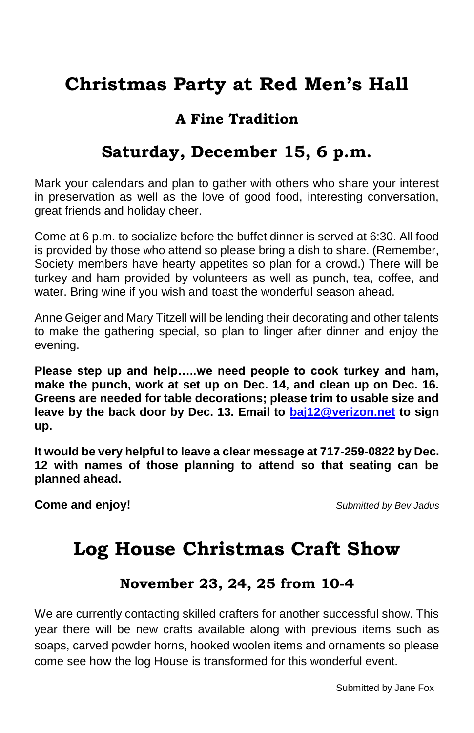# Christmas Party at Red Men's Hall

### A Fine Tradition

## Saturday, December 15, 6 p.m.

Mark your calendars and plan to gather with others who share your interest in preservation as well as the love of good food, interesting conversation, great friends and holiday cheer.

Come at 6 p.m. to socialize before the buffet dinner is served at 6:30. All food is provided by those who attend so please bring a dish to share. (Remember, Society members have hearty appetites so plan for a crowd.) There will be turkey and ham provided by volunteers as well as punch, tea, coffee, and water. Bring wine if you wish and toast the wonderful season ahead.

Anne Geiger and Mary Titzell will be lending their decorating and other talents to make the gathering special, so plan to linger after dinner and enjoy the evening.

**Please step up and help…..we need people to cook turkey and ham, make the punch, work at set up on Dec. 14, and clean up on Dec. 16. Greens are needed for table decorations; please trim to usable size and leave by the back door by Dec. 13. Email to baj12@verizon.net to sign up.**

**It would be very helpful to leave a clear message at 717-259-0822 by Dec. 12 with names of those planning to attend so that seating can be planned ahead.**

**Come and enjoy!**

*Submitted by Bev Jadus*

# Log House Christmas Craft Show

### November 23, 24, 25 from 10-4

We are currently contacting skilled crafters for another successful show. This year there will be new crafts available along with previous items such as soaps, carved powder horns, hooked woolen items and ornaments so please come see how the log House is transformed for this wonderful event.

Submitted by Jane Fox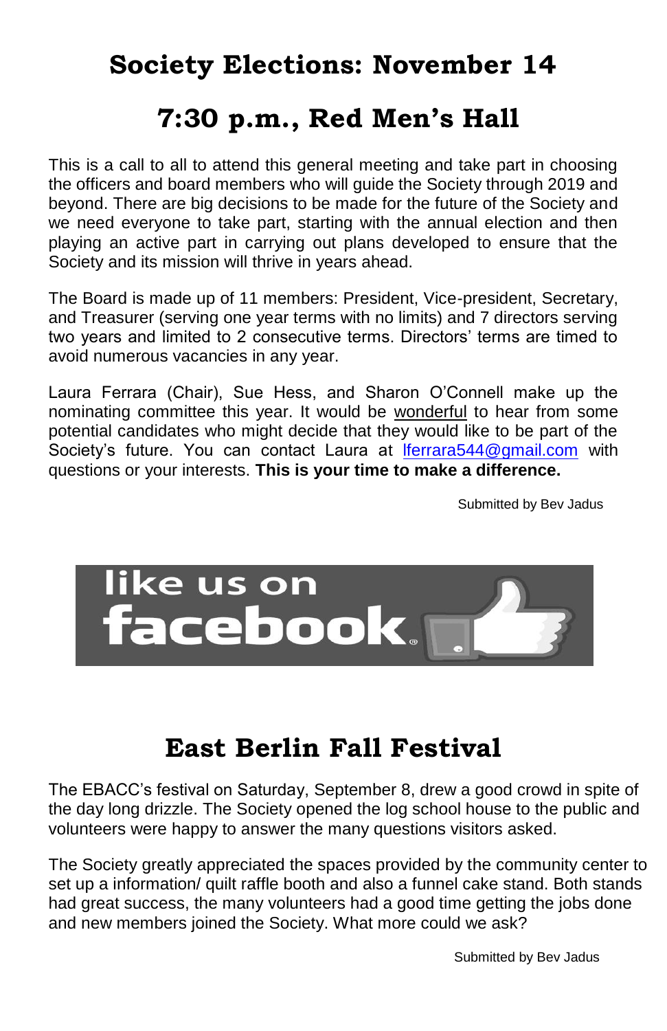# Society Elections: November 14

# 7:30 p.m., Red Men's Hall

This is a call to all to attend this general meeting and take part in choosing the officers and board members who will guide the Society through 2019 and beyond. There are big decisions to be made for the future of the Society and we need everyone to take part, starting with the annual election and then playing an active part in carrying out plans developed to ensure that the Society and its mission will thrive in years ahead.

The Board is made up of 11 members: President, Vice-president, Secretary, and Treasurer (serving one year terms with no limits) and 7 directors serving two years and limited to 2 consecutive terms. Directors' terms are timed to avoid numerous vacancies in any year.

Laura Ferrara (Chair), Sue Hess, and Sharon O'Connell make up the nominating committee this year. It would be wonderful to hear from some potential candidates who might decide that they would like to be part of the Society's future. You can contact Laura at lferrara544@gmail.com with questions or your interests. **This is your time to make a difference.**

Submitted by Bev Jadus

like us on facebook

# East Berlin Fall Festival

The EBACC's festival on Saturday, September 8, drew a good crowd in spite of the day long drizzle. The Society opened the log school house to the public and volunteers were happy to answer the many questions visitors asked.

The Society greatly appreciated the spaces provided by the community center to set up a information/ quilt raffle booth and also a funnel cake stand. Both stands had great success, the many volunteers had a good time getting the jobs done and new members joined the Society. What more could we ask?

Submitted by Bev Jadus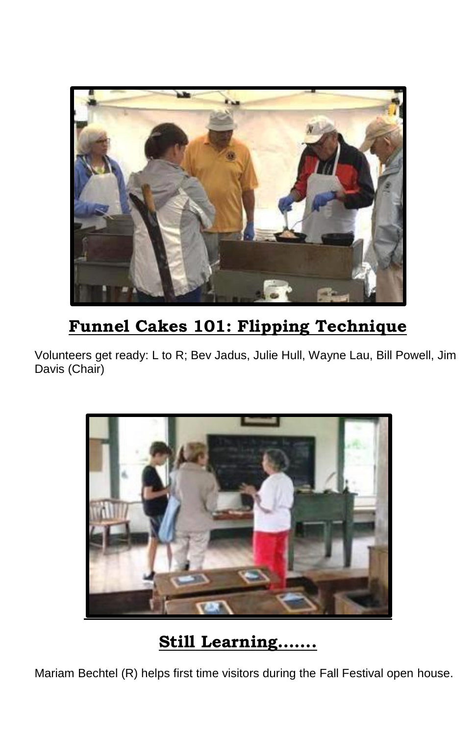## Funnel Cakes 101: Flipping Technique

Volunteers get ready: L to R; Bev Jadus, Julie Hull, Wayne Lau, Bill Powell, Jim Davis (Chair)

## Still Learning.......

Mariam Bechtel (R) helps first time visitors during the Fall Festival open house.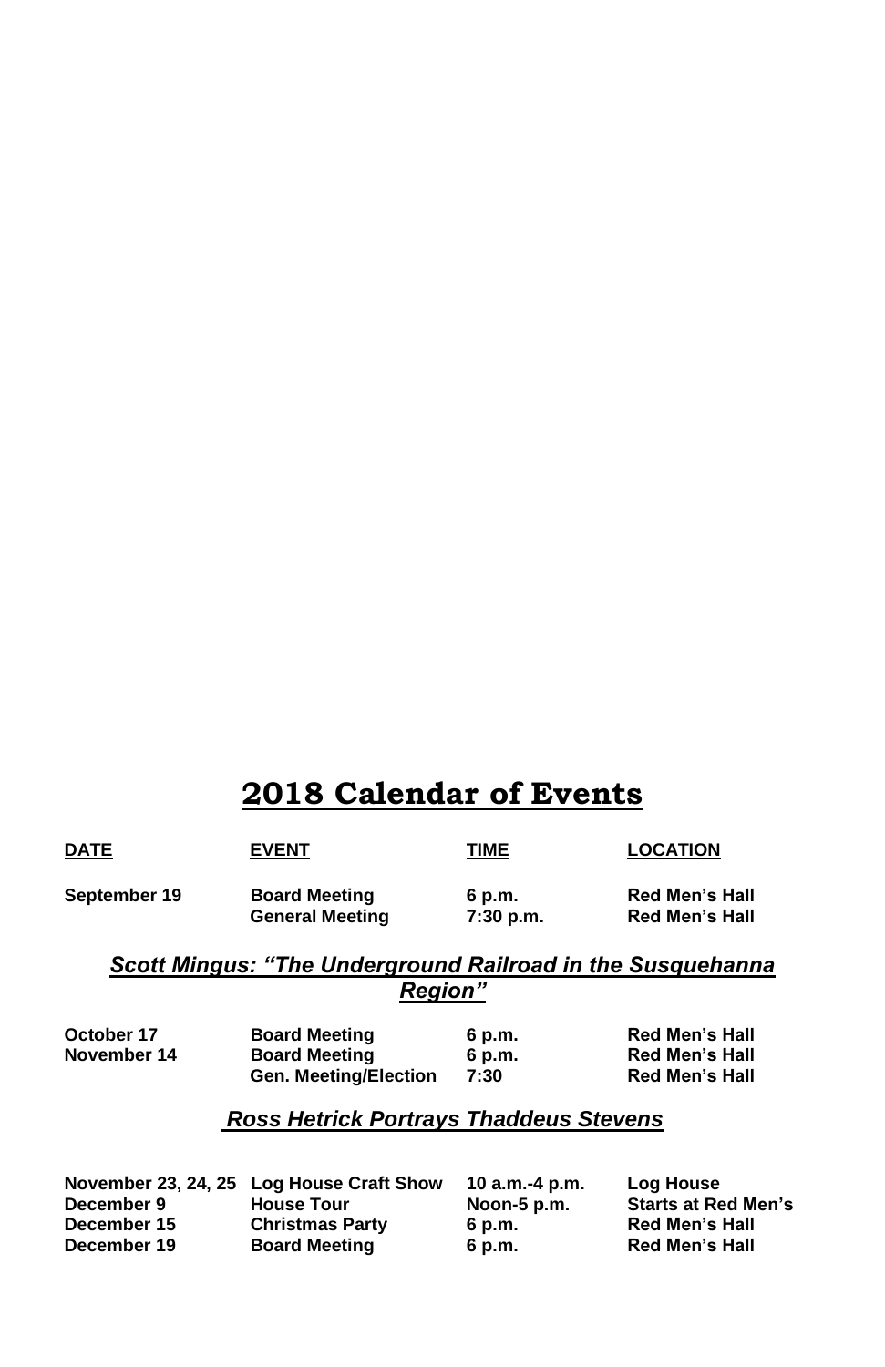# 2018 Calendar of Events

| DATE | EVENT | TIME | LOCATION |
|---|---|---|---|
| September 19 | Board Meeting | 6 p.m. | Red Men's Hall |
| | General Meeting | 7:30 p.m. | Red Men's Hall |

***Scott Mingus: "The Underground Railroad in the Susquehanna Region"***

| DATE | EVENT | TIME | LOCATION |
|---|---|---|---|
| October 17 | Board Meeting | 6 p.m. | Red Men's Hall |
| November 14 | Board Meeting | 6 p.m. | Red Men's Hall |
| | Gen. Meeting/Election | 7:30 | Red Men's Hall |

***Ross Hetrick Portrays Thaddeus Stevens***

| DATE | EVENT | TIME | LOCATION |
|---|---|---|---|
| November 23, 24, 25 | Log House Craft Show | 10 a.m.-4 p.m. | Log House |
| December 9 | House Tour | Noon-5 p.m. | Starts at Red Men's |
| December 15 | Christmas Party | 6 p.m. | Red Men's Hall |
| December 19 | Board Meeting | 6 p.m. | Red Men's Hall |